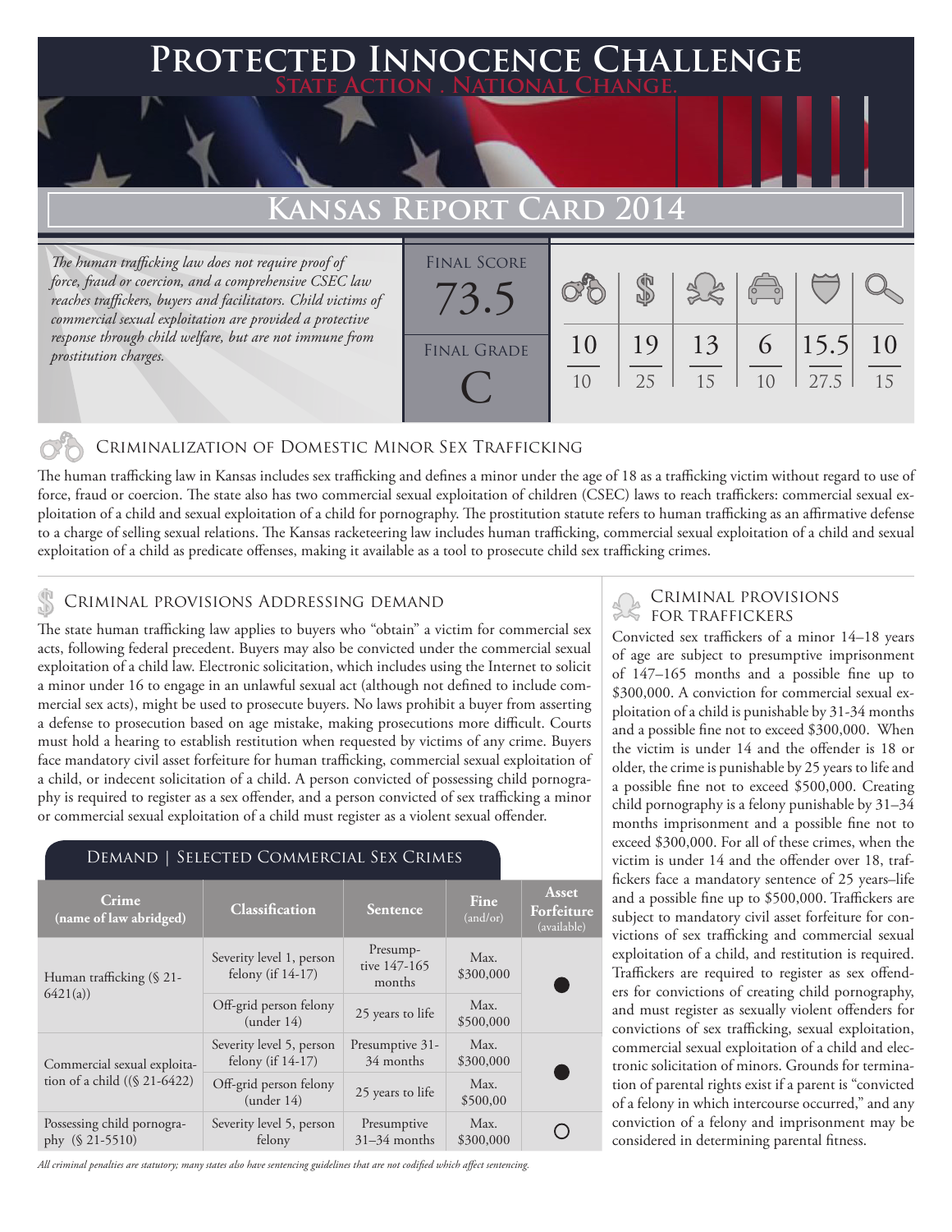# Protected Innocence Challenge

State Action . National Change.

## Kansas Report Card 2014

*The human trafficking law does not require proof of force, fraud or coercion, and a comprehensive CSEC law reaches traffickers, buyers and facilitators. Child victims of commercial sexual exploitation are provided a protective response through child welfare, but are not immune from prostitution charges.*

| Final Score | Final Grade |
|---|---|
| 73.5 | C |

| Criminalization of Domestic Minor Sex Trafficking | Criminal Provisions Addressing Demand | Criminal Provisions for Traffickers | Criminal Provisions for Facilitators | Protective Provisions for Child Victims | Criminal Justice Tools for Investigation and Prosecution |
|---|---|---|---|---|---|
| 10/10 | 19/25 | 13/15 | 6/10 | 15.5/27.5 | 10/15 |

### Criminalization of Domestic Minor Sex Trafficking

The human trafficking law in Kansas includes sex trafficking and defines a minor under the age of 18 as a trafficking victim without regard to use of force, fraud or coercion. The state also has two commercial sexual exploitation of children (CSEC) laws to reach traffickers: commercial sexual exploitation of a child and sexual exploitation of a child for pornography. The prostitution statute refers to human trafficking as an affirmative defense to a charge of selling sexual relations. The Kansas racketeering law includes human trafficking, commercial sexual exploitation of a child and sexual exploitation of a child as predicate offenses, making it available as a tool to prosecute child sex trafficking crimes.

### Criminal provisions Addressing demand

The state human trafficking law applies to buyers who "obtain" a victim for commercial sex acts, following federal precedent. Buyers may also be convicted under the commercial sexual exploitation of a child law. Electronic solicitation, which includes using the Internet to solicit a minor under 16 to engage in an unlawful sexual act (although not defined to include commercial sex acts), might be used to prosecute buyers. No laws prohibit a buyer from asserting a defense to prosecution based on age mistake, making prosecutions more difficult. Courts must hold a hearing to establish restitution when requested by victims of any crime. Buyers face mandatory civil asset forfeiture for human trafficking, commercial sexual exploitation of a child, or indecent solicitation of a child. A person convicted of possessing child pornography is required to register as a sex offender, and a person convicted of sex trafficking a minor or commercial sexual exploitation of a child must register as a violent sexual offender.

#### Demand | Selected Commercial Sex Crimes

| Crime (name of law abridged) | Classification | Sentence | Fine (and/or) | Asset Forfeiture (available) |
|---|---|---|---|---|
| Human trafficking (§ 21-6421(a)) | Severity level 1, person felony (if 14-17) | Presumptive 147-165 months | Max. $300,000 | ● |
| | Off-grid person felony (under 14) | 25 years to life | Max. $500,000 | |
| Commercial sexual exploitation of a child ((§ 21-6422) | Severity level 5, person felony (if 14-17) | Presumptive 31-34 months | Max. $300,000 | ● |
| | Off-grid person felony (under 14) | 25 years to life | Max. $500,00 | |
| Possessing child pornography (§ 21-5510) | Severity level 5, person felony | Presumptive 31–34 months | Max. $300,000 | ○ |

*All criminal penalties are statutory; many states also have sentencing guidelines that are not codified which affect sentencing.*

### Criminal provisions for traffickers

Convicted sex traffickers of a minor 14–18 years of age are subject to presumptive imprisonment of 147–165 months and a possible fine up to $300,000. A conviction for commercial sexual exploitation of a child is punishable by 31-34 months and a possible fine not to exceed $300,000. When the victim is under 14 and the offender is 18 or older, the crime is punishable by 25 years to life and a possible fine not to exceed $500,000. Creating child pornography is a felony punishable by 31–34 months imprisonment and a possible fine not to exceed $300,000. For all of these crimes, when the victim is under 14 and the offender over 18, traffickers face a mandatory sentence of 25 years–life and a possible fine up to $500,000. Traffickers are subject to mandatory civil asset forfeiture for convictions of sex trafficking and commercial sexual exploitation of a child, and restitution is required. Traffickers are required to register as sex offenders for convictions of creating child pornography, and must register as sexually violent offenders for convictions of sex trafficking, sexual exploitation, commercial sexual exploitation of a child and electronic solicitation of minors. Grounds for termination of parental rights exist if a parent is "convicted of a felony in which intercourse occurred," and any conviction of a felony and imprisonment may be considered in determining parental fitness.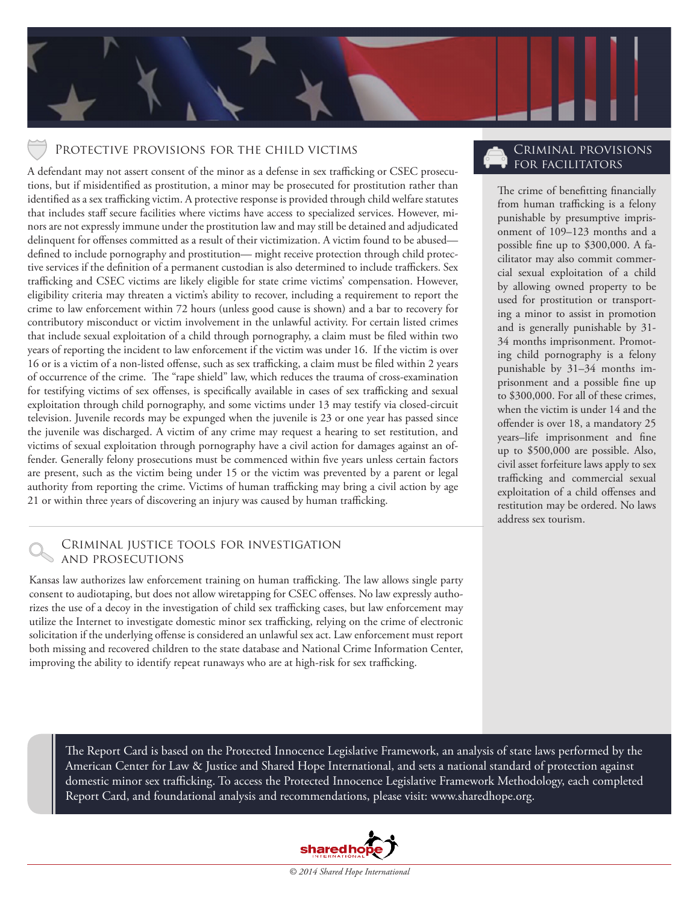## Protective provisions for the child victims

A defendant may not assert consent of the minor as a defense in sex trafficking or CSEC prosecutions, but if misidentified as prostitution, a minor may be prosecuted for prostitution rather than identified as a sex trafficking victim. A protective response is provided through child welfare statutes that includes staff secure facilities where victims have access to specialized services. However, minors are not expressly immune under the prostitution law and may still be detained and adjudicated delinquent for offenses committed as a result of their victimization. A victim found to be abused—defined to include pornography and prostitution— might receive protection through child protective services if the definition of a permanent custodian is also determined to include traffickers. Sex trafficking and CSEC victims are likely eligible for state crime victims' compensation. However, eligibility criteria may threaten a victim's ability to recover, including a requirement to report the crime to law enforcement within 72 hours (unless good cause is shown) and a bar to recovery for contributory misconduct or victim involvement in the unlawful activity. For certain listed crimes that include sexual exploitation of a child through pornography, a claim must be filed within two years of reporting the incident to law enforcement if the victim was under 16. If the victim is over 16 or is a victim of a non-listed offense, such as sex trafficking, a claim must be filed within 2 years of occurrence of the crime. The "rape shield" law, which reduces the trauma of cross-examination for testifying victims of sex offenses, is specifically available in cases of sex trafficking and sexual exploitation through child pornography, and some victims under 13 may testify via closed-circuit television. Juvenile records may be expunged when the juvenile is 23 or one year has passed since the juvenile was discharged. A victim of any crime may request a hearing to set restitution, and victims of sexual exploitation through pornography have a civil action for damages against an offender. Generally felony prosecutions must be commenced within five years unless certain factors are present, such as the victim being under 15 or the victim was prevented by a parent or legal authority from reporting the crime. Victims of human trafficking may bring a civil action by age 21 or within three years of discovering an injury was caused by human trafficking.

## Criminal justice tools for investigation and prosecutions

Kansas law authorizes law enforcement training on human trafficking. The law allows single party consent to audiotaping, but does not allow wiretapping for CSEC offenses. No law expressly authorizes the use of a decoy in the investigation of child sex trafficking cases, but law enforcement may utilize the Internet to investigate domestic minor sex trafficking, relying on the crime of electronic solicitation if the underlying offense is considered an unlawful sex act. Law enforcement must report both missing and recovered children to the state database and National Crime Information Center, improving the ability to identify repeat runaways who are at high-risk for sex trafficking.

## Criminal provisions for facilitators

The crime of benefitting financially from human trafficking is a felony punishable by presumptive imprisonment of 109–123 months and a possible fine up to $300,000. A facilitator may also commit commercial sexual exploitation of a child by allowing owned property to be used for prostitution or transporting a minor to assist in promotion and is generally punishable by 31-34 months imprisonment. Promoting child pornography is a felony punishable by 31–34 months imprisonment and a possible fine up to $300,000. For all of these crimes, when the victim is under 14 and the offender is over 18, a mandatory 25 years–life imprisonment and fine up to $500,000 are possible. Also, civil asset forfeiture laws apply to sex trafficking and commercial sexual exploitation of a child offenses and restitution may be ordered. No laws address sex tourism.

The Report Card is based on the Protected Innocence Legislative Framework, an analysis of state laws performed by the American Center for Law & Justice and Shared Hope International, and sets a national standard of protection against domestic minor sex trafficking. To access the Protected Innocence Legislative Framework Methodology, each completed Report Card, and foundational analysis and recommendations, please visit: www.sharedhope.org.

*© 2014 Shared Hope International*